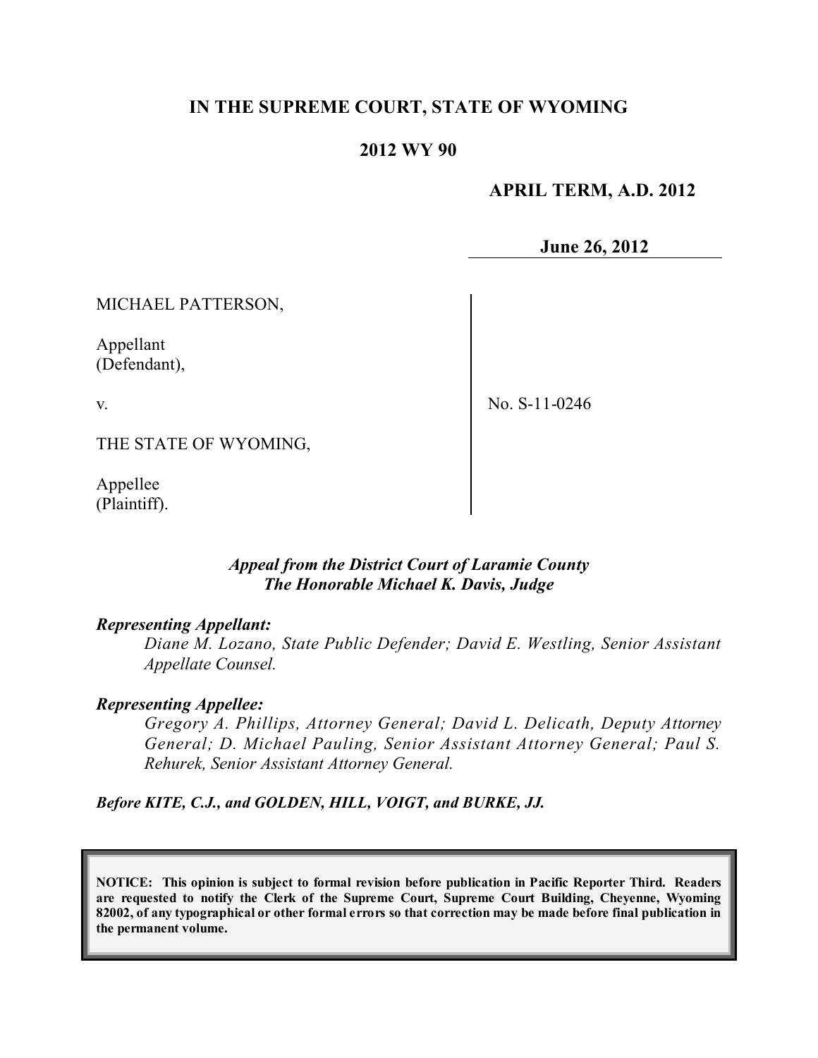# IN THE SUPREME COURT, STATE OF WYOMING

## 2012 WY 90

**APRIL TERM, A.D. 2012**

**June 26, 2012**

MICHAEL PATTERSON,

Appellant
(Defendant),

v.

THE STATE OF WYOMING,

Appellee
(Plaintiff).

No. S-11-0246

***Appeal from the District Court of Laramie County***
***The Honorable Michael K. Davis, Judge***

***Representing Appellant:***

*Diane M. Lozano, State Public Defender; David E. Westling, Senior Assistant Appellate Counsel.*

***Representing Appellee:***

*Gregory A. Phillips, Attorney General; David L. Delicath, Deputy Attorney General; D. Michael Pauling, Senior Assistant Attorney General; Paul S. Rehurek, Senior Assistant Attorney General.*

***Before KITE, C.J., and GOLDEN, HILL, VOIGT, and BURKE, JJ.***

**NOTICE: This opinion is subject to formal revision before publication in Pacific Reporter Third. Readers are requested to notify the Clerk of the Supreme Court, Supreme Court Building, Cheyenne, Wyoming 82002, of any typographical or other formal errors so that correction may be made before final publication in the permanent volume.**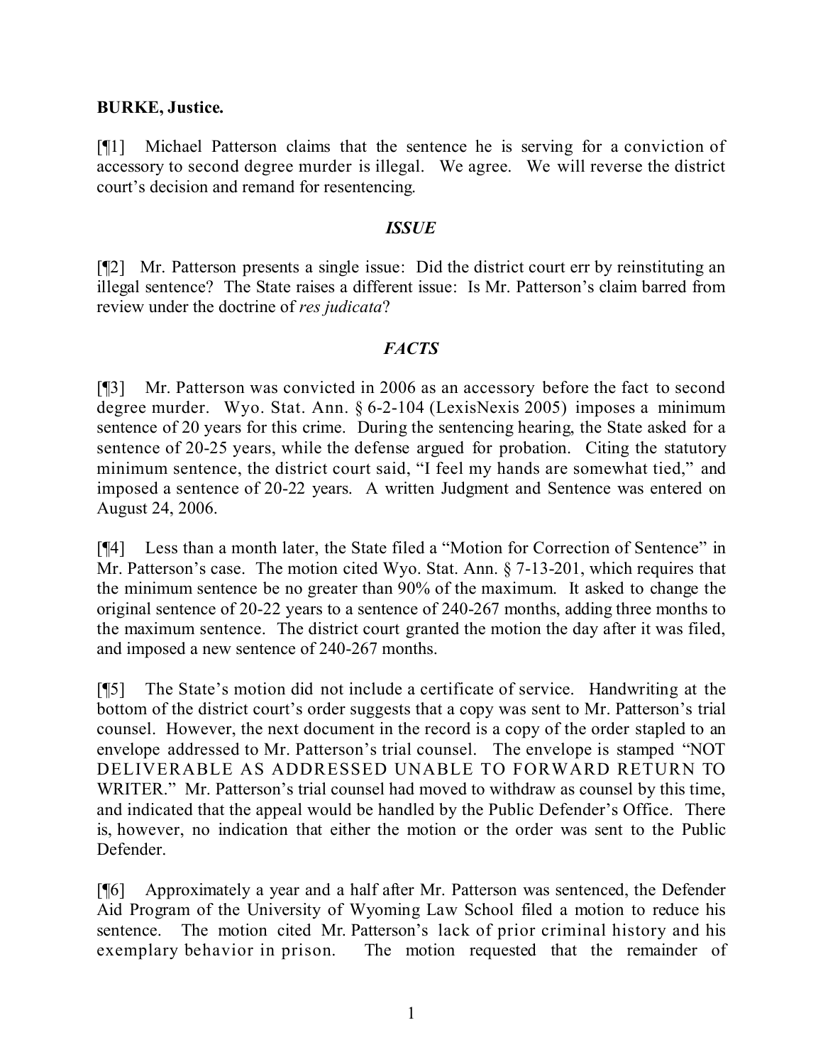**BURKE, Justice.**

[¶1] Michael Patterson claims that the sentence he is serving for a conviction of accessory to second degree murder is illegal. We agree. We will reverse the district court's decision and remand for resentencing.

### *ISSUE*

[¶2] Mr. Patterson presents a single issue: Did the district court err by reinstituting an illegal sentence? The State raises a different issue: Is Mr. Patterson's claim barred from review under the doctrine of *res judicata*?

### *FACTS*

[¶3] Mr. Patterson was convicted in 2006 as an accessory before the fact to second degree murder. Wyo. Stat. Ann. § 6-2-104 (LexisNexis 2005) imposes a minimum sentence of 20 years for this crime. During the sentencing hearing, the State asked for a sentence of 20-25 years, while the defense argued for probation. Citing the statutory minimum sentence, the district court said, "I feel my hands are somewhat tied," and imposed a sentence of 20-22 years. A written Judgment and Sentence was entered on August 24, 2006.

[¶4] Less than a month later, the State filed a "Motion for Correction of Sentence" in Mr. Patterson's case. The motion cited Wyo. Stat. Ann. § 7-13-201, which requires that the minimum sentence be no greater than 90% of the maximum. It asked to change the original sentence of 20-22 years to a sentence of 240-267 months, adding three months to the maximum sentence. The district court granted the motion the day after it was filed, and imposed a new sentence of 240-267 months.

[¶5] The State's motion did not include a certificate of service. Handwriting at the bottom of the district court's order suggests that a copy was sent to Mr. Patterson's trial counsel. However, the next document in the record is a copy of the order stapled to an envelope addressed to Mr. Patterson's trial counsel. The envelope is stamped "NOT DELIVERABLE AS ADDRESSED UNABLE TO FORWARD RETURN TO WRITER." Mr. Patterson's trial counsel had moved to withdraw as counsel by this time, and indicated that the appeal would be handled by the Public Defender's Office. There is, however, no indication that either the motion or the order was sent to the Public Defender.

[¶6] Approximately a year and a half after Mr. Patterson was sentenced, the Defender Aid Program of the University of Wyoming Law School filed a motion to reduce his sentence. The motion cited Mr. Patterson's lack of prior criminal history and his exemplary behavior in prison. The motion requested that the remainder of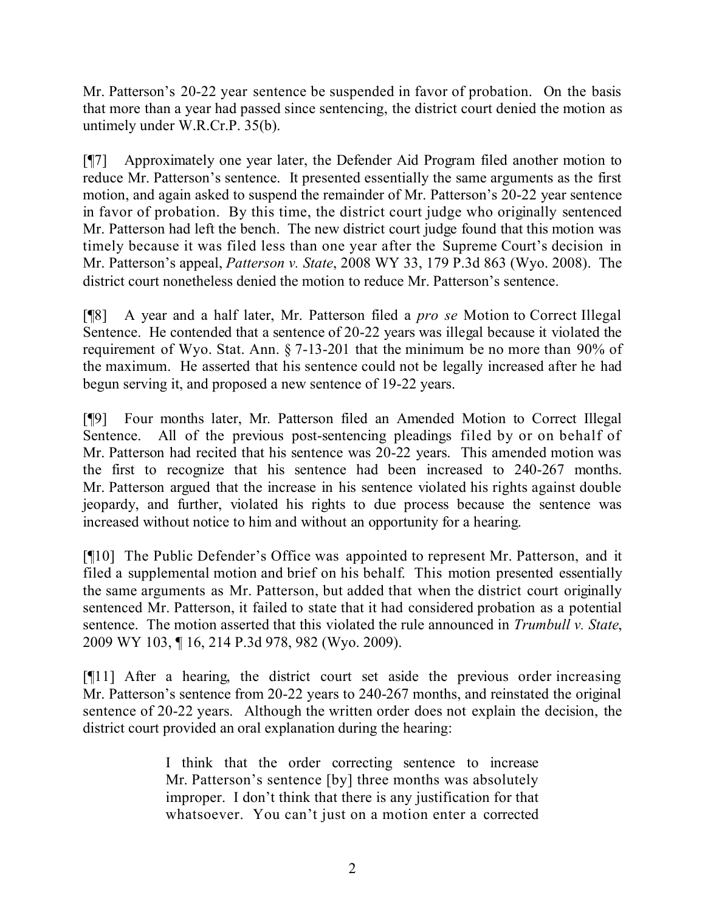Mr. Patterson's 20-22 year sentence be suspended in favor of probation. On the basis that more than a year had passed since sentencing, the district court denied the motion as untimely under W.R.Cr.P. 35(b).

[¶7] Approximately one year later, the Defender Aid Program filed another motion to reduce Mr. Patterson's sentence. It presented essentially the same arguments as the first motion, and again asked to suspend the remainder of Mr. Patterson's 20-22 year sentence in favor of probation. By this time, the district court judge who originally sentenced Mr. Patterson had left the bench. The new district court judge found that this motion was timely because it was filed less than one year after the Supreme Court's decision in Mr. Patterson's appeal, *Patterson v. State*, 2008 WY 33, 179 P.3d 863 (Wyo. 2008). The district court nonetheless denied the motion to reduce Mr. Patterson's sentence.

[¶8] A year and a half later, Mr. Patterson filed a *pro se* Motion to Correct Illegal Sentence. He contended that a sentence of 20-22 years was illegal because it violated the requirement of Wyo. Stat. Ann. § 7-13-201 that the minimum be no more than 90% of the maximum. He asserted that his sentence could not be legally increased after he had begun serving it, and proposed a new sentence of 19-22 years.

[¶9] Four months later, Mr. Patterson filed an Amended Motion to Correct Illegal Sentence. All of the previous post-sentencing pleadings filed by or on behalf of Mr. Patterson had recited that his sentence was 20-22 years. This amended motion was the first to recognize that his sentence had been increased to 240-267 months. Mr. Patterson argued that the increase in his sentence violated his rights against double jeopardy, and further, violated his rights to due process because the sentence was increased without notice to him and without an opportunity for a hearing.

[¶10] The Public Defender's Office was appointed to represent Mr. Patterson, and it filed a supplemental motion and brief on his behalf. This motion presented essentially the same arguments as Mr. Patterson, but added that when the district court originally sentenced Mr. Patterson, it failed to state that it had considered probation as a potential sentence. The motion asserted that this violated the rule announced in *Trumbull v. State*, 2009 WY 103, ¶ 16, 214 P.3d 978, 982 (Wyo. 2009).

[¶11] After a hearing, the district court set aside the previous order increasing Mr. Patterson's sentence from 20-22 years to 240-267 months, and reinstated the original sentence of 20-22 years. Although the written order does not explain the decision, the district court provided an oral explanation during the hearing:

> I think that the order correcting sentence to increase Mr. Patterson's sentence [by] three months was absolutely improper. I don't think that there is any justification for that whatsoever. You can't just on a motion enter a corrected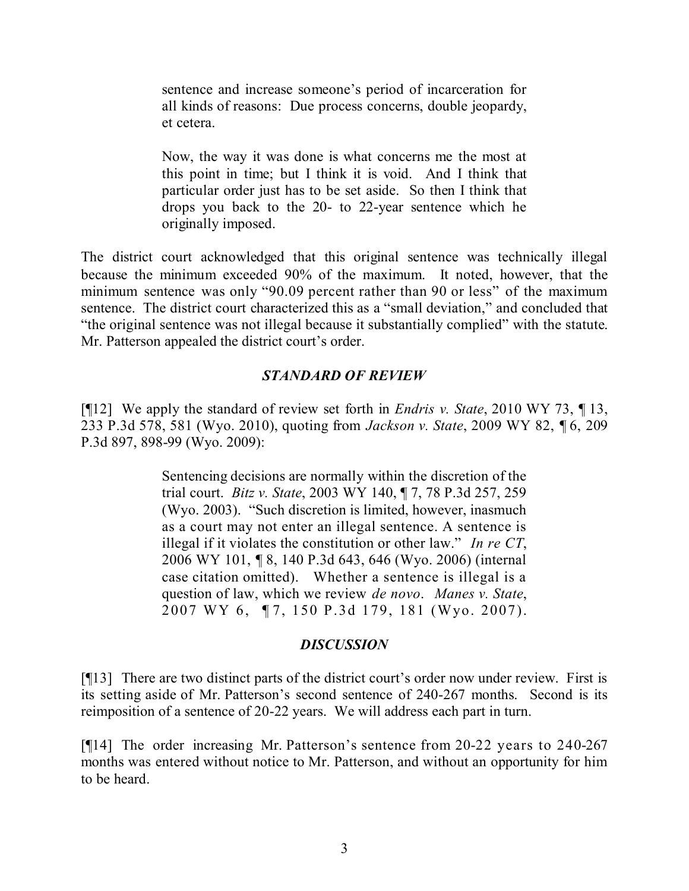> sentence and increase someone's period of incarceration for all kinds of reasons: Due process concerns, double jeopardy, et cetera.
>
> Now, the way it was done is what concerns me the most at this point in time; but I think it is void. And I think that particular order just has to be set aside. So then I think that drops you back to the 20- to 22-year sentence which he originally imposed.

The district court acknowledged that this original sentence was technically illegal because the minimum exceeded 90% of the maximum. It noted, however, that the minimum sentence was only "90.09 percent rather than 90 or less" of the maximum sentence. The district court characterized this as a "small deviation," and concluded that "the original sentence was not illegal because it substantially complied" with the statute. Mr. Patterson appealed the district court's order.

### *STANDARD OF REVIEW*

[¶12] We apply the standard of review set forth in *Endris v. State*, 2010 WY 73, ¶ 13, 233 P.3d 578, 581 (Wyo. 2010), quoting from *Jackson v. State*, 2009 WY 82, ¶ 6, 209 P.3d 897, 898-99 (Wyo. 2009):

> Sentencing decisions are normally within the discretion of the trial court. *Bitz v. State*, 2003 WY 140, ¶ 7, 78 P.3d 257, 259 (Wyo. 2003). "Such discretion is limited, however, inasmuch as a court may not enter an illegal sentence. A sentence is illegal if it violates the constitution or other law." *In re CT*, 2006 WY 101, ¶ 8, 140 P.3d 643, 646 (Wyo. 2006) (internal case citation omitted). Whether a sentence is illegal is a question of law, which we review *de novo*. *Manes v. State*, 2007 WY 6, ¶ 7, 150 P.3d 179, 181 (Wyo. 2007).

### *DISCUSSION*

[¶13] There are two distinct parts of the district court's order now under review. First is its setting aside of Mr. Patterson's second sentence of 240-267 months. Second is its reimposition of a sentence of 20-22 years. We will address each part in turn.

[¶14] The order increasing Mr. Patterson's sentence from 20-22 years to 240-267 months was entered without notice to Mr. Patterson, and without an opportunity for him to be heard.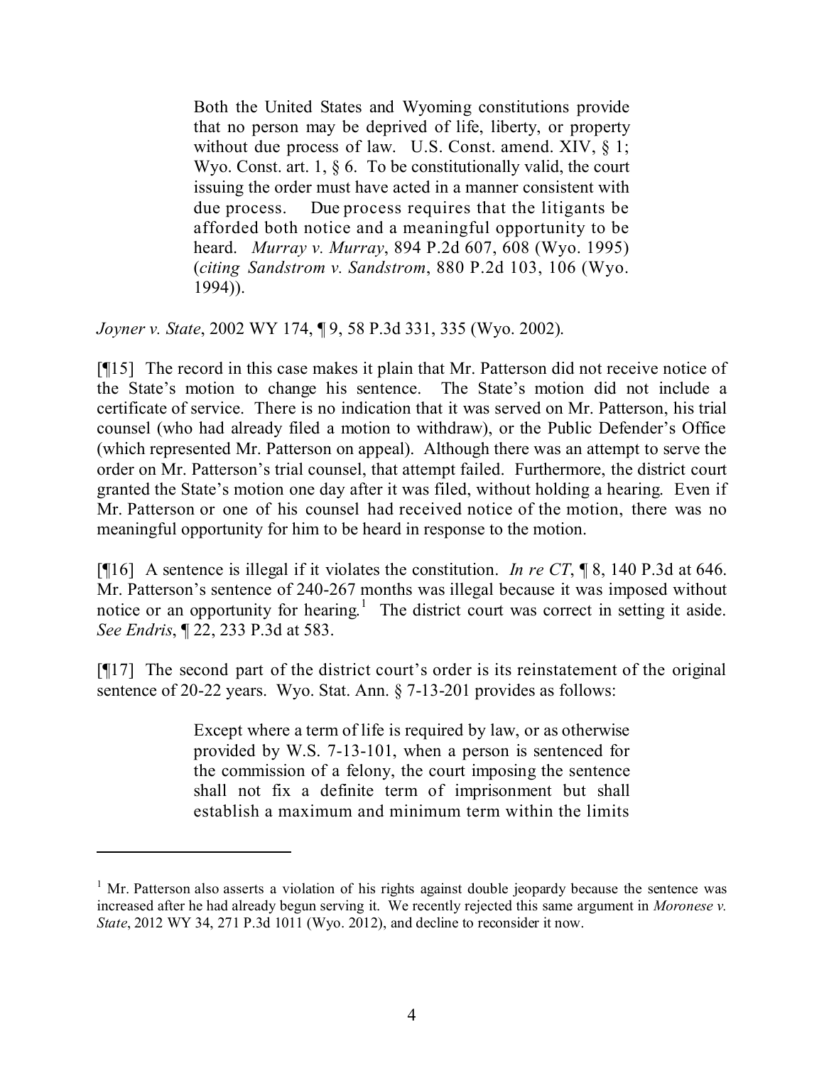> Both the United States and Wyoming constitutions provide that no person may be deprived of life, liberty, or property without due process of law. U.S. Const. amend. XIV, § 1; Wyo. Const. art. 1, § 6. To be constitutionally valid, the court issuing the order must have acted in a manner consistent with due process. Due process requires that the litigants be afforded both notice and a meaningful opportunity to be heard. *Murray v. Murray*, 894 P.2d 607, 608 (Wyo. 1995) (*citing Sandstrom v. Sandstrom*, 880 P.2d 103, 106 (Wyo. 1994)).

*Joyner v. State*, 2002 WY 174, ¶ 9, 58 P.3d 331, 335 (Wyo. 2002).

[¶15] The record in this case makes it plain that Mr. Patterson did not receive notice of the State's motion to change his sentence. The State's motion did not include a certificate of service. There is no indication that it was served on Mr. Patterson, his trial counsel (who had already filed a motion to withdraw), or the Public Defender's Office (which represented Mr. Patterson on appeal). Although there was an attempt to serve the order on Mr. Patterson's trial counsel, that attempt failed. Furthermore, the district court granted the State's motion one day after it was filed, without holding a hearing. Even if Mr. Patterson or one of his counsel had received notice of the motion, there was no meaningful opportunity for him to be heard in response to the motion.

[¶16] A sentence is illegal if it violates the constitution. *In re CT*, ¶ 8, 140 P.3d at 646. Mr. Patterson's sentence of 240-267 months was illegal because it was imposed without notice or an opportunity for hearing.[1] The district court was correct in setting it aside. *See Endris*, ¶ 22, 233 P.3d at 583.

[¶17] The second part of the district court's order is its reinstatement of the original sentence of 20-22 years. Wyo. Stat. Ann. § 7-13-201 provides as follows:

> Except where a term of life is required by law, or as otherwise provided by W.S. 7-13-101, when a person is sentenced for the commission of a felony, the court imposing the sentence shall not fix a definite term of imprisonment but shall establish a maximum and minimum term within the limits

---

[1] Mr. Patterson also asserts a violation of his rights against double jeopardy because the sentence was increased after he had already begun serving it. We recently rejected this same argument in *Moronese v. State*, 2012 WY 34, 271 P.3d 1011 (Wyo. 2012), and decline to reconsider it now.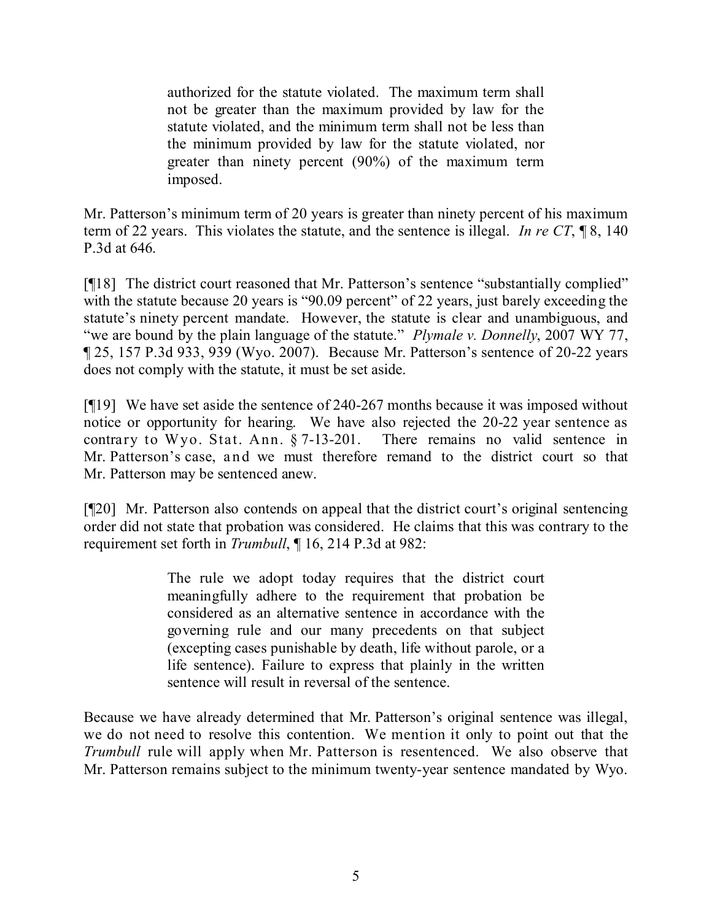> authorized for the statute violated. The maximum term shall not be greater than the maximum provided by law for the statute violated, and the minimum term shall not be less than the minimum provided by law for the statute violated, nor greater than ninety percent (90%) of the maximum term imposed.

Mr. Patterson's minimum term of 20 years is greater than ninety percent of his maximum term of 22 years. This violates the statute, and the sentence is illegal. *In re CT*, ¶ 8, 140 P.3d at 646.

[¶18] The district court reasoned that Mr. Patterson's sentence "substantially complied" with the statute because 20 years is "90.09 percent" of 22 years, just barely exceeding the statute's ninety percent mandate. However, the statute is clear and unambiguous, and "we are bound by the plain language of the statute." *Plymale v. Donnelly*, 2007 WY 77, ¶ 25, 157 P.3d 933, 939 (Wyo. 2007). Because Mr. Patterson's sentence of 20-22 years does not comply with the statute, it must be set aside.

[¶19] We have set aside the sentence of 240-267 months because it was imposed without notice or opportunity for hearing. We have also rejected the 20-22 year sentence as contrary to Wyo. Stat. Ann. § 7-13-201. There remains no valid sentence in Mr. Patterson's case, and we must therefore remand to the district court so that Mr. Patterson may be sentenced anew.

[¶20] Mr. Patterson also contends on appeal that the district court's original sentencing order did not state that probation was considered. He claims that this was contrary to the requirement set forth in *Trumbull*, ¶ 16, 214 P.3d at 982:

> The rule we adopt today requires that the district court meaningfully adhere to the requirement that probation be considered as an alternative sentence in accordance with the governing rule and our many precedents on that subject (excepting cases punishable by death, life without parole, or a life sentence). Failure to express that plainly in the written sentence will result in reversal of the sentence.

Because we have already determined that Mr. Patterson's original sentence was illegal, we do not need to resolve this contention. We mention it only to point out that the *Trumbull* rule will apply when Mr. Patterson is resentenced. We also observe that Mr. Patterson remains subject to the minimum twenty-year sentence mandated by Wyo.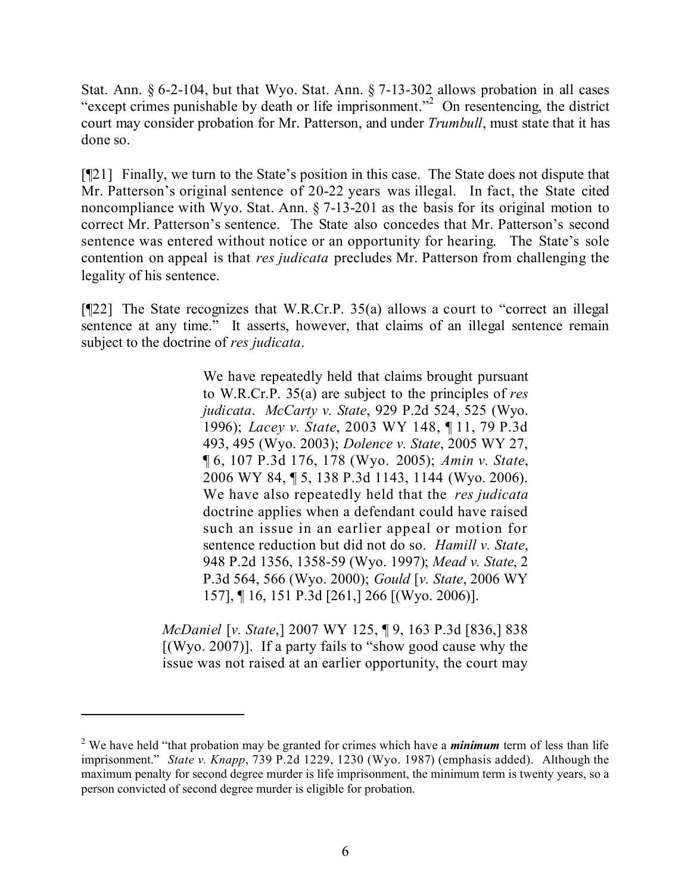Stat. Ann. § 6-2-104, but that Wyo. Stat. Ann. § 7-13-302 allows probation in all cases "except crimes punishable by death or life imprisonment."[2] On resentencing, the district court may consider probation for Mr. Patterson, and under *Trumbull*, must state that it has done so.

[¶21] Finally, we turn to the State's position in this case. The State does not dispute that Mr. Patterson's original sentence of 20-22 years was illegal. In fact, the State cited noncompliance with Wyo. Stat. Ann. § 7-13-201 as the basis for its original motion to correct Mr. Patterson's sentence. The State also concedes that Mr. Patterson's second sentence was entered without notice or an opportunity for hearing. The State's sole contention on appeal is that *res judicata* precludes Mr. Patterson from challenging the legality of his sentence.

[¶22] The State recognizes that W.R.Cr.P. 35(a) allows a court to "correct an illegal sentence at any time." It asserts, however, that claims of an illegal sentence remain subject to the doctrine of *res judicata*.

> We have repeatedly held that claims brought pursuant to W.R.Cr.P. 35(a) are subject to the principles of *res judicata*. *McCarty v. State*, 929 P.2d 524, 525 (Wyo. 1996); *Lacey v. State*, 2003 WY 148, ¶ 11, 79 P.3d 493, 495 (Wyo. 2003); *Dolence v. State*, 2005 WY 27, ¶ 6, 107 P.3d 176, 178 (Wyo. 2005); *Amin v. State*, 2006 WY 84, ¶ 5, 138 P.3d 1143, 1144 (Wyo. 2006). We have also repeatedly held that the *res judicata* doctrine applies when a defendant could have raised such an issue in an earlier appeal or motion for sentence reduction but did not do so. *Hamill v. State*, 948 P.2d 1356, 1358-59 (Wyo. 1997); *Mead v. State*, 2 P.3d 564, 566 (Wyo. 2000); *Gould* [*v. State*, 2006 WY 157], ¶ 16, 151 P.3d [261,] 266 [(Wyo. 2006)].
>
> *McDaniel* [*v. State*,] 2007 WY 125, ¶ 9, 163 P.3d [836,] 838 [(Wyo. 2007)]. If a party fails to "show good cause why the issue was not raised at an earlier opportunity, the court may

---

[2] We have held "that probation may be granted for crimes which have a ***minimum*** term of less than life imprisonment." *State v. Knapp*, 739 P.2d 1229, 1230 (Wyo. 1987) (emphasis added). Although the maximum penalty for second degree murder is life imprisonment, the minimum term is twenty years, so a person convicted of second degree murder is eligible for probation.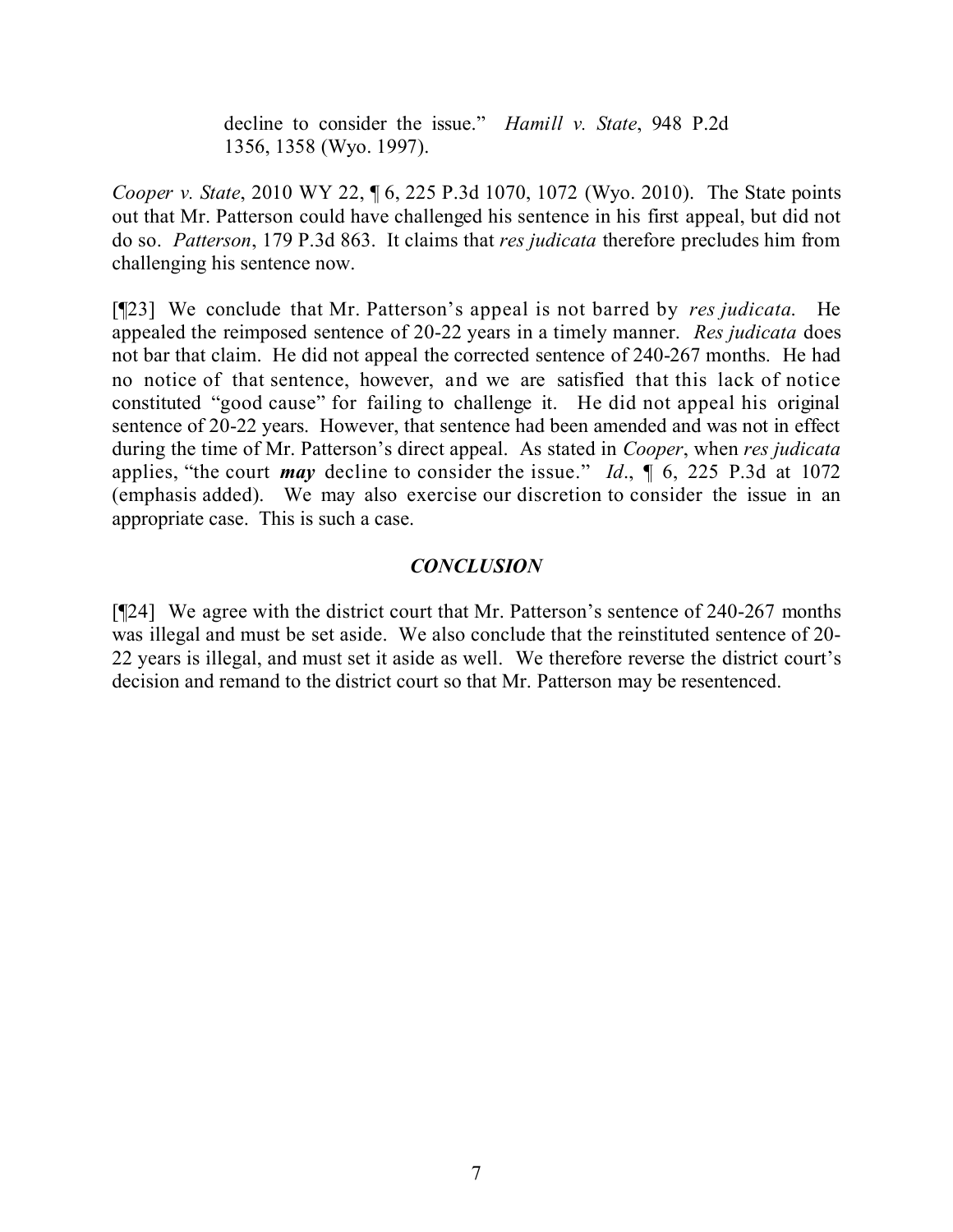> decline to consider the issue." *Hamill v. State*, 948 P.2d 1356, 1358 (Wyo. 1997).

*Cooper v. State*, 2010 WY 22, ¶ 6, 225 P.3d 1070, 1072 (Wyo. 2010). The State points out that Mr. Patterson could have challenged his sentence in his first appeal, but did not do so. *Patterson*, 179 P.3d 863. It claims that *res judicata* therefore precludes him from challenging his sentence now.

[¶23] We conclude that Mr. Patterson's appeal is not barred by *res judicata*. He appealed the reimposed sentence of 20-22 years in a timely manner. *Res judicata* does not bar that claim. He did not appeal the corrected sentence of 240-267 months. He had no notice of that sentence, however, and we are satisfied that this lack of notice constituted "good cause" for failing to challenge it. He did not appeal his original sentence of 20-22 years. However, that sentence had been amended and was not in effect during the time of Mr. Patterson's direct appeal. As stated in *Cooper*, when *res judicata* applies, "the court ***may*** decline to consider the issue." *Id*., ¶ 6, 225 P.3d at 1072 (emphasis added). We may also exercise our discretion to consider the issue in an appropriate case. This is such a case.

## *CONCLUSION*

[¶24] We agree with the district court that Mr. Patterson's sentence of 240-267 months was illegal and must be set aside. We also conclude that the reinstituted sentence of 20-22 years is illegal, and must set it aside as well. We therefore reverse the district court's decision and remand to the district court so that Mr. Patterson may be resentenced.